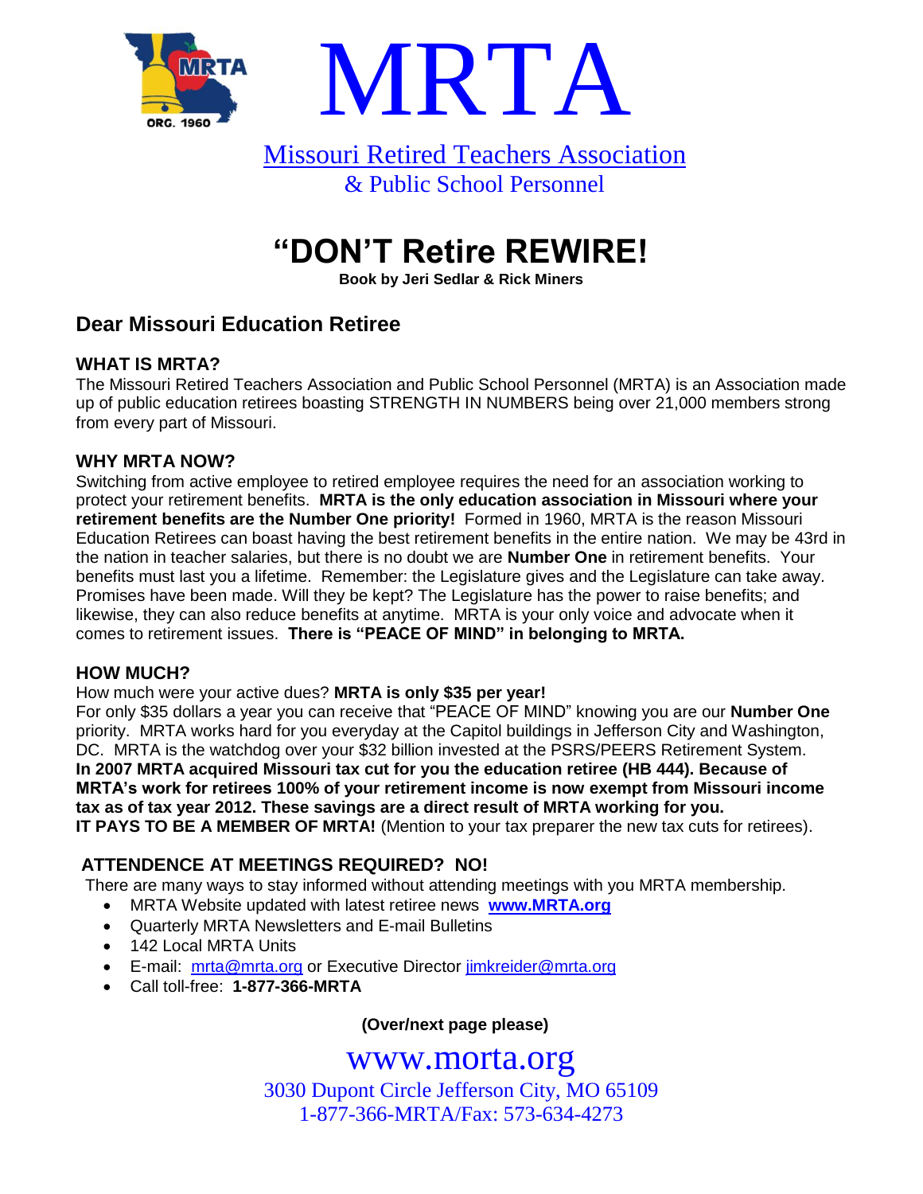# MRTA

Missouri Retired Teachers Association
& Public School Personnel

## "DON'T Retire REWIRE!

**Book by Jeri Sedlar & Rick Miners**

## Dear Missouri Education Retiree

### WHAT IS MRTA?

The Missouri Retired Teachers Association and Public School Personnel (MRTA) is an Association made up of public education retirees boasting STRENGTH IN NUMBERS being over 21,000 members strong from every part of Missouri.

### WHY MRTA NOW?

Switching from active employee to retired employee requires the need for an association working to protect your retirement benefits. **MRTA is the only education association in Missouri where your retirement benefits are the Number One priority!** Formed in 1960, MRTA is the reason Missouri Education Retirees can boast having the best retirement benefits in the entire nation. We may be 43rd in the nation in teacher salaries, but there is no doubt we are **Number One** in retirement benefits. Your benefits must last you a lifetime. Remember: the Legislature gives and the Legislature can take away. Promises have been made. Will they be kept? The Legislature has the power to raise benefits; and likewise, they can also reduce benefits at anytime. MRTA is your only voice and advocate when it comes to retirement issues. **There is "PEACE OF MIND" in belonging to MRTA.**

### HOW MUCH?

How much were your active dues? **MRTA is only $35 per year!**
For only $35 dollars a year you can receive that "PEACE OF MIND" knowing you are our **Number One** priority. MRTA works hard for you everyday at the Capitol buildings in Jefferson City and Washington, DC. MRTA is the watchdog over your $32 billion invested at the PSRS/PEERS Retirement System.
**In 2007 MRTA acquired Missouri tax cut for you the education retiree (HB 444). Because of MRTA's work for retirees 100% of your retirement income is now exempt from Missouri income tax as of tax year 2012. These savings are a direct result of MRTA working for you.**
**IT PAYS TO BE A MEMBER OF MRTA!** (Mention to your tax preparer the new tax cuts for retirees).

### ATTENDENCE AT MEETINGS REQUIRED? NO!

There are many ways to stay informed without attending meetings with you MRTA membership.

- MRTA Website updated with latest retiree news **www.MRTA.org**
- Quarterly MRTA Newsletters and E-mail Bulletins
- 142 Local MRTA Units
- E-mail: mrta@mrta.org or Executive Director jimkreider@mrta.org
- Call toll-free: **1-877-366-MRTA**

**(Over/next page please)**

www.morta.org
3030 Dupont Circle Jefferson City, MO 65109
1-877-366-MRTA/Fax: 573-634-4273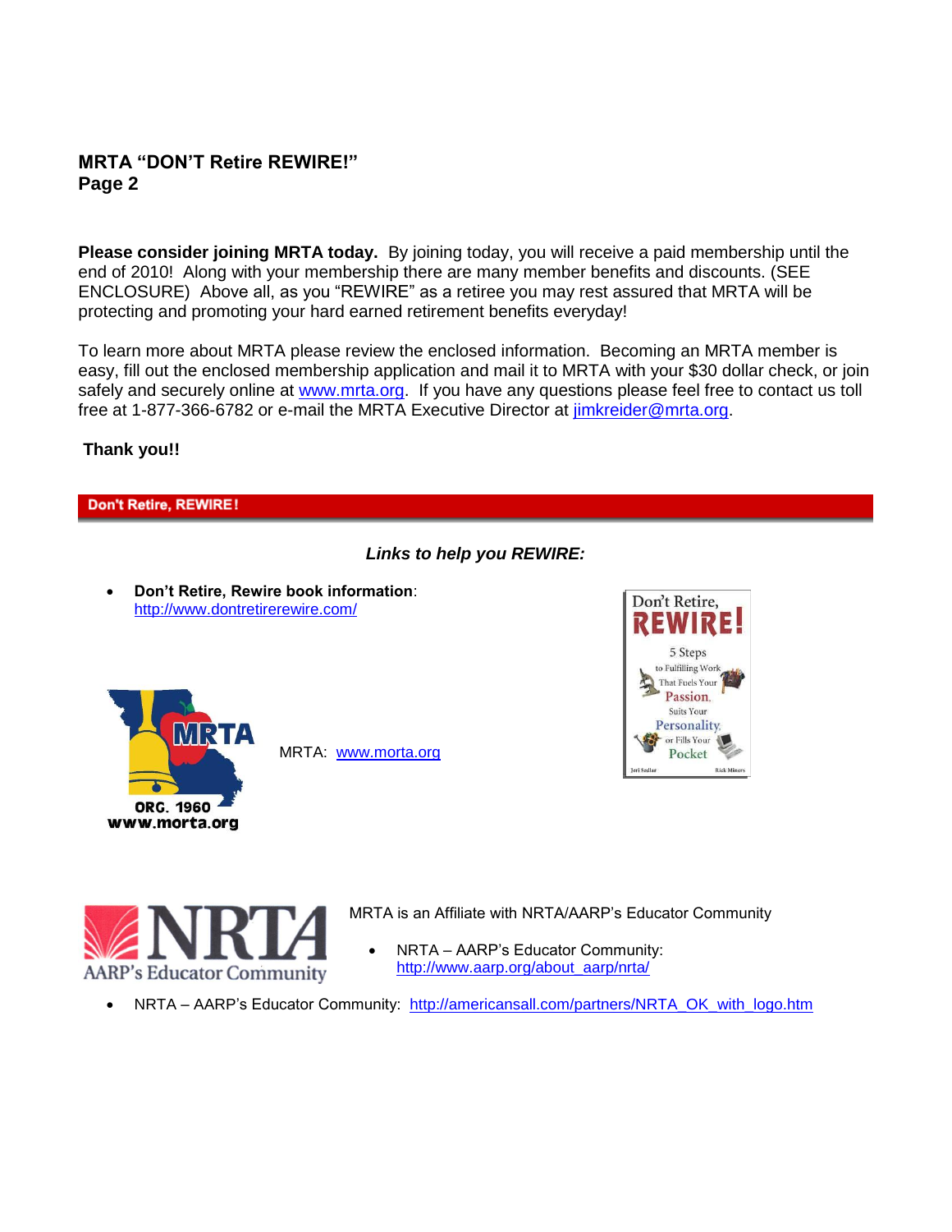**MRTA "DON'T Retire REWIRE!"**
**Page 2**

**Please consider joining MRTA today.** By joining today, you will receive a paid membership until the end of 2010! Along with your membership there are many member benefits and discounts. (SEE ENCLOSURE) Above all, as you "REWIRE" as a retiree you may rest assured that MRTA will be protecting and promoting your hard earned retirement benefits everyday!

To learn more about MRTA please review the enclosed information. Becoming an MRTA member is easy, fill out the enclosed membership application and mail it to MRTA with your $30 dollar check, or join safely and securely online at www.mrta.org. If you have any questions please feel free to contact us toll free at 1-877-366-6782 or e-mail the MRTA Executive Director at jimkreider@mrta.org.

**Thank you!!**

**Don't Retire, REWIRE!**

***Links to help you REWIRE:***

- **Don't Retire, Rewire book information**: http://www.dontretirerewire.com/

MRTA: www.morta.org

MRTA is an Affiliate with NRTA/AARP's Educator Community

- NRTA – AARP's Educator Community: http://www.aarp.org/about_aarp/nrta/
- NRTA – AARP's Educator Community: http://americansall.com/partners/NRTA_OK_with_logo.htm